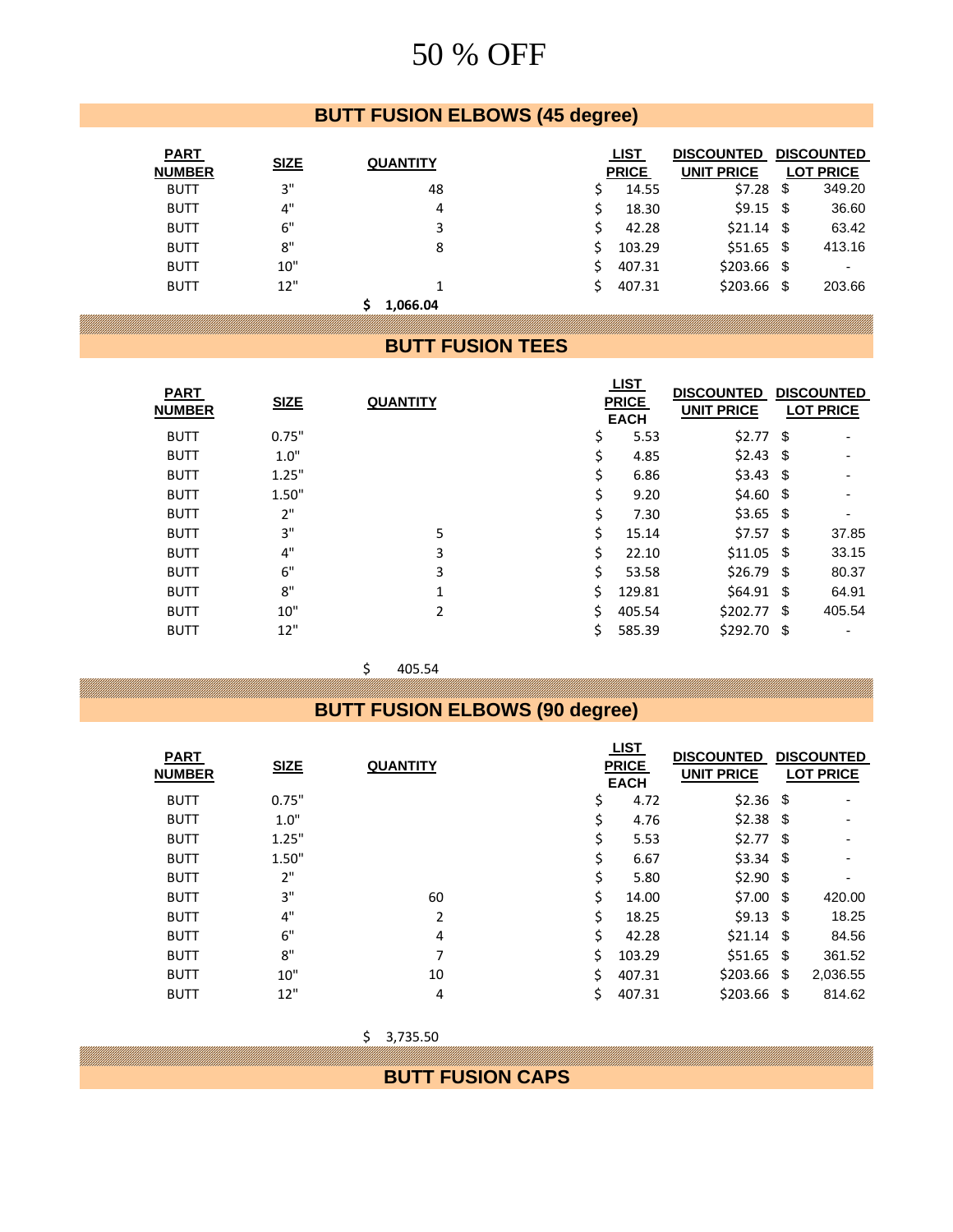# 50 % OFF

## BUTT FUSION ELBOWS (45 degree)

| PART NUMBER | SIZE | QUANTITY | LIST PRICE | DISCOUNTED UNIT PRICE | DISCOUNTED LOT PRICE |
|---|---|---|---|---|---|
| BUTT | 3" | 48 | $ 14.55 | $7.28 | $ 349.20 |
| BUTT | 4" | 4 | $ 18.30 | $9.15 | $ 36.60 |
| BUTT | 6" | 3 | $ 42.28 | $21.14 | $ 63.42 |
| BUTT | 8" | 8 | $ 103.29 | $51.65 | $ 413.16 |
| BUTT | 10" | | $ 407.31 | $203.66 | $ - |
| BUTT | 12" | 1 | $ 407.31 | $203.66 | $ 203.66 |
| | | **$ 1,066.04** | | | |

## BUTT FUSION TEES

| PART NUMBER | SIZE | QUANTITY | LIST PRICE EACH | DISCOUNTED UNIT PRICE | DISCOUNTED LOT PRICE |
|---|---|---|---|---|---|
| BUTT | 0.75" | | $ 5.53 | $2.77 | $ - |
| BUTT | 1.0" | | $ 4.85 | $2.43 | $ - |
| BUTT | 1.25" | | $ 6.86 | $3.43 | $ - |
| BUTT | 1.50" | | $ 9.20 | $4.60 | $ - |
| BUTT | 2" | | $ 7.30 | $3.65 | $ - |
| BUTT | 3" | 5 | $ 15.14 | $7.57 | $ 37.85 |
| BUTT | 4" | 3 | $ 22.10 | $11.05 | $ 33.15 |
| BUTT | 6" | 3 | $ 53.58 | $26.79 | $ 80.37 |
| BUTT | 8" | 1 | $ 129.81 | $64.91 | $ 64.91 |
| BUTT | 10" | 2 | $ 405.54 | $202.77 | $ 405.54 |
| BUTT | 12" | | $ 585.39 | $292.70 | $ - |
| | | $ 405.54 | | | |

## BUTT FUSION ELBOWS (90 degree)

| PART NUMBER | SIZE | QUANTITY | LIST PRICE EACH | DISCOUNTED UNIT PRICE | DISCOUNTED LOT PRICE |
|---|---|---|---|---|---|
| BUTT | 0.75" | | $ 4.72 | $2.36 | $ - |
| BUTT | 1.0" | | $ 4.76 | $2.38 | $ - |
| BUTT | 1.25" | | $ 5.53 | $2.77 | $ - |
| BUTT | 1.50" | | $ 6.67 | $3.34 | $ - |
| BUTT | 2" | | $ 5.80 | $2.90 | $ - |
| BUTT | 3" | 60 | $ 14.00 | $7.00 | $ 420.00 |
| BUTT | 4" | 2 | $ 18.25 | $9.13 | $ 18.25 |
| BUTT | 6" | 4 | $ 42.28 | $21.14 | $ 84.56 |
| BUTT | 8" | 7 | $ 103.29 | $51.65 | $ 361.52 |
| BUTT | 10" | 10 | $ 407.31 | $203.66 | $ 2,036.55 |
| BUTT | 12" | 4 | $ 407.31 | $203.66 | $ 814.62 |
| | | $ 3,735.50 | | | |

## BUTT FUSION CAPS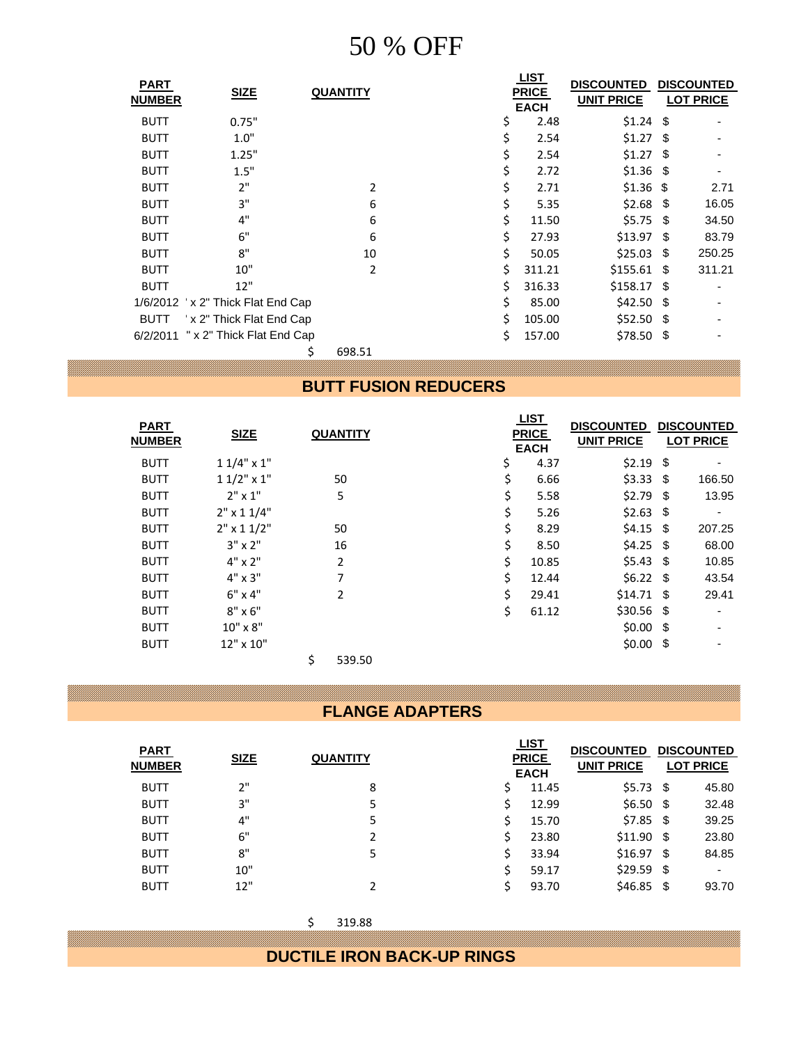# 50 % OFF

| PART NUMBER | SIZE | QUANTITY | LIST PRICE EACH | DISCOUNTED UNIT PRICE | DISCOUNTED LOT PRICE |
|---|---|---|---|---|---|
| BUTT | 0.75" | | $ 2.48 | $1.24 | $ - |
| BUTT | 1.0" | | $ 2.54 | $1.27 | $ - |
| BUTT | 1.25" | | $ 2.54 | $1.27 | $ - |
| BUTT | 1.5" | | $ 2.72 | $1.36 | $ - |
| BUTT | 2" | 2 | $ 2.71 | $1.36 | $ 2.71 |
| BUTT | 3" | 6 | $ 5.35 | $2.68 | $ 16.05 |
| BUTT | 4" | 6 | $ 11.50 | $5.75 | $ 34.50 |
| BUTT | 6" | 6 | $ 27.93 | $13.97 | $ 83.79 |
| BUTT | 8" | 10 | $ 50.05 | $25.03 | $ 250.25 |
| BUTT | 10" | 2 | $ 311.21 | $155.61 | $ 311.21 |
| BUTT | 12" | | $ 316.33 | $158.17 | $ - |
| 1/6/2012 | ' x 2" Thick Flat End Cap | | $ 85.00 | $42.50 | $ - |
| BUTT | ' x 2" Thick Flat End Cap | | $ 105.00 | $52.50 | $ - |
| 6/2/2011 | " x 2" Thick Flat End Cap | | $ 157.00 | $78.50 | $ - |
| | | $ 698.51 | | | |

## BUTT FUSION REDUCERS

| PART NUMBER | SIZE | QUANTITY | LIST PRICE EACH | DISCOUNTED UNIT PRICE | DISCOUNTED LOT PRICE |
|---|---|---|---|---|---|
| BUTT | 1 1/4" x 1" | | $ 4.37 | $2.19 | $ - |
| BUTT | 1 1/2" x 1" | 50 | $ 6.66 | $3.33 | $ 166.50 |
| BUTT | 2" x 1" | 5 | $ 5.58 | $2.79 | $ 13.95 |
| BUTT | 2" x 1 1/4" | | $ 5.26 | $2.63 | $ - |
| BUTT | 2" x 1 1/2" | 50 | $ 8.29 | $4.15 | $ 207.25 |
| BUTT | 3" x 2" | 16 | $ 8.50 | $4.25 | $ 68.00 |
| BUTT | 4" x 2" | 2 | $ 10.85 | $5.43 | $ 10.85 |
| BUTT | 4" x 3" | 7 | $ 12.44 | $6.22 | $ 43.54 |
| BUTT | 6" x 4" | 2 | $ 29.41 | $14.71 | $ 29.41 |
| BUTT | 8" x 6" | | $ 61.12 | $30.56 | $ - |
| BUTT | 10" x 8" | | | $0.00 | $ - |
| BUTT | 12" x 10" | | | $0.00 | $ - |
| | | $ 539.50 | | | |

## FLANGE ADAPTERS

| PART NUMBER | SIZE | QUANTITY | LIST PRICE EACH | DISCOUNTED UNIT PRICE | DISCOUNTED LOT PRICE |
|---|---|---|---|---|---|
| BUTT | 2" | 8 | $ 11.45 | $5.73 | $ 45.80 |
| BUTT | 3" | 5 | $ 12.99 | $6.50 | $ 32.48 |
| BUTT | 4" | 5 | $ 15.70 | $7.85 | $ 39.25 |
| BUTT | 6" | 2 | $ 23.80 | $11.90 | $ 23.80 |
| BUTT | 8" | 5 | $ 33.94 | $16.97 | $ 84.85 |
| BUTT | 10" | | $ 59.17 | $29.59 | $ - |
| BUTT | 12" | 2 | $ 93.70 | $46.85 | $ 93.70 |
| | | $ 319.88 | | | |

## DUCTILE IRON BACK-UP RINGS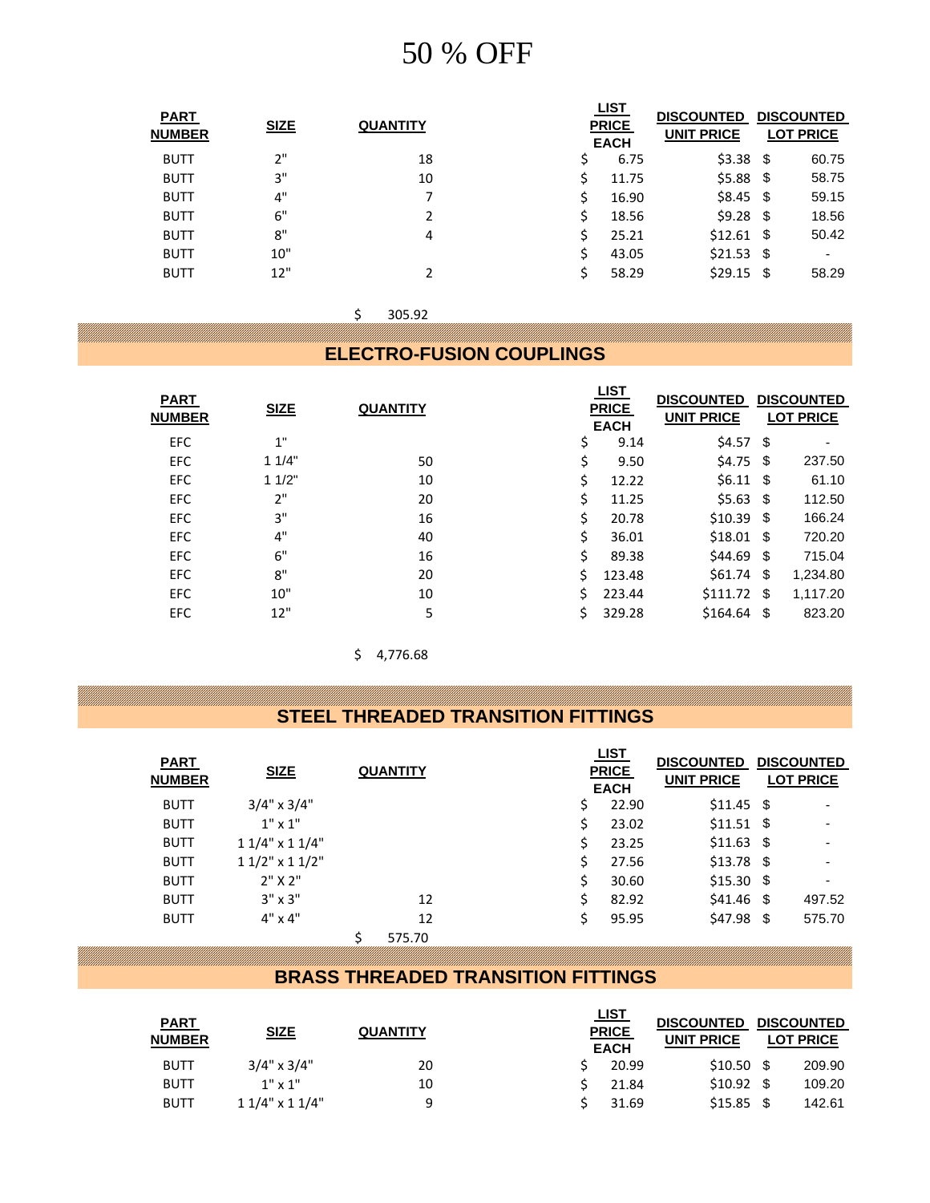# 50 % OFF

| PART NUMBER | SIZE | QUANTITY | LIST PRICE EACH | DISCOUNTED UNIT PRICE | DISCOUNTED LOT PRICE |
|---|---|---|---|---|---|
| BUTT | 2" | 18 | $ 6.75 | $3.38 | $ 60.75 |
| BUTT | 3" | 10 | $ 11.75 | $5.88 | $ 58.75 |
| BUTT | 4" | 7 | $ 16.90 | $8.45 | $ 59.15 |
| BUTT | 6" | 2 | $ 18.56 | $9.28 | $ 18.56 |
| BUTT | 8" | 4 | $ 25.21 | $12.61 | $ 50.42 |
| BUTT | 10" | | $ 43.05 | $21.53 | $ - |
| BUTT | 12" | 2 | $ 58.29 | $29.15 | $ 58.29 |

$ 305.92

## ELECTRO-FUSION COUPLINGS

| PART NUMBER | SIZE | QUANTITY | LIST PRICE EACH | DISCOUNTED UNIT PRICE | DISCOUNTED LOT PRICE |
|---|---|---|---|---|---|
| EFC | 1" | | $ 9.14 | $4.57 | $ - |
| EFC | 1 1/4" | 50 | $ 9.50 | $4.75 | $ 237.50 |
| EFC | 1 1/2" | 10 | $ 12.22 | $6.11 | $ 61.10 |
| EFC | 2" | 20 | $ 11.25 | $5.63 | $ 112.50 |
| EFC | 3" | 16 | $ 20.78 | $10.39 | $ 166.24 |
| EFC | 4" | 40 | $ 36.01 | $18.01 | $ 720.20 |
| EFC | 6" | 16 | $ 89.38 | $44.69 | $ 715.04 |
| EFC | 8" | 20 | $ 123.48 | $61.74 | $ 1,234.80 |
| EFC | 10" | 10 | $ 223.44 | $111.72 | $ 1,117.20 |
| EFC | 12" | 5 | $ 329.28 | $164.64 | $ 823.20 |

$ 4,776.68

## STEEL THREADED TRANSITION FITTINGS

| PART NUMBER | SIZE | QUANTITY | LIST PRICE EACH | DISCOUNTED UNIT PRICE | DISCOUNTED LOT PRICE |
|---|---|---|---|---|---|
| BUTT | 3/4" x 3/4" | | $ 22.90 | $11.45 | $ - |
| BUTT | 1" x 1" | | $ 23.02 | $11.51 | $ - |
| BUTT | 1 1/4" x 1 1/4" | | $ 23.25 | $11.63 | $ - |
| BUTT | 1 1/2" x 1 1/2" | | $ 27.56 | $13.78 | $ - |
| BUTT | 2" X 2" | | $ 30.60 | $15.30 | $ - |
| BUTT | 3" x 3" | 12 | $ 82.92 | $41.46 | $ 497.52 |
| BUTT | 4" x 4" | 12 | $ 95.95 | $47.98 | $ 575.70 |

$ 575.70

## BRASS THREADED TRANSITION FITTINGS

| PART NUMBER | SIZE | QUANTITY | LIST PRICE EACH | DISCOUNTED UNIT PRICE | DISCOUNTED LOT PRICE |
|---|---|---|---|---|---|
| BUTT | 3/4" x 3/4" | 20 | $ 20.99 | $10.50 | $ 209.90 |
| BUTT | 1" x 1" | 10 | $ 21.84 | $10.92 | $ 109.20 |
| BUTT | 1 1/4" x 1 1/4" | 9 | $ 31.69 | $15.85 | $ 142.61 |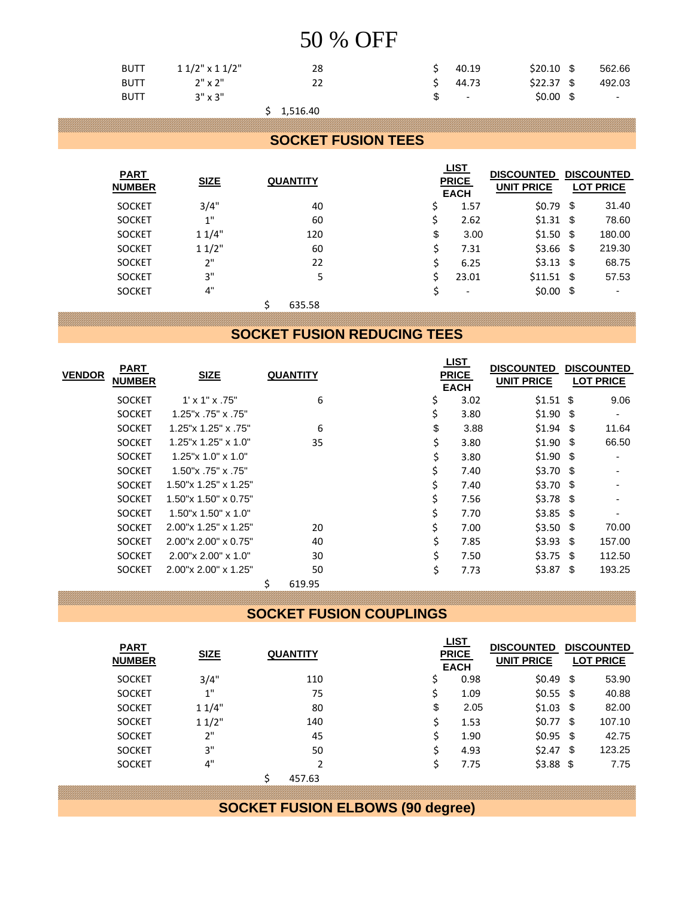# 50 % OFF

| | | | | | |
|---|---|---|---|---|---|
| BUTT | 1 1/2" x 1 1/2" | 28 | $ 40.19 | $20.10 | $ 562.66 |
| BUTT | 2" x 2" | 22 | $ 44.73 | $22.37 | $ 492.03 |
| BUTT | 3" x 3" | | $ - | $0.00 | $ - |
| | | $ 1,516.40 | | | |

## SOCKET FUSION TEES

| PART NUMBER | SIZE | QUANTITY | LIST PRICE EACH | DISCOUNTED UNIT PRICE | DISCOUNTED LOT PRICE |
|---|---|---|---|---|---|
| SOCKET | 3/4" | 40 | $ 1.57 | $0.79 | $ 31.40 |
| SOCKET | 1" | 60 | $ 2.62 | $1.31 | $ 78.60 |
| SOCKET | 1 1/4" | 120 | $ 3.00 | $1.50 | $ 180.00 |
| SOCKET | 1 1/2" | 60 | $ 7.31 | $3.66 | $ 219.30 |
| SOCKET | 2" | 22 | $ 6.25 | $3.13 | $ 68.75 |
| SOCKET | 3" | 5 | $ 23.01 | $11.51 | $ 57.53 |
| SOCKET | 4" | | $ - | $0.00 | $ - |
| | | $ 635.58 | | | |

## SOCKET FUSION REDUCING TEES

| VENDOR | PART NUMBER | SIZE | QUANTITY | LIST PRICE EACH | DISCOUNTED UNIT PRICE | DISCOUNTED LOT PRICE |
|---|---|---|---|---|---|---|
| | SOCKET | 1' x 1" x .75" | 6 | $ 3.02 | $1.51 | $ 9.06 |
| | SOCKET | 1.25"x .75" x .75" | | $ 3.80 | $1.90 | $ - |
| | SOCKET | 1.25"x 1.25" x .75" | 6 | $ 3.88 | $1.94 | $ 11.64 |
| | SOCKET | 1.25"x 1.25" x 1.0" | 35 | $ 3.80 | $1.90 | $ 66.50 |
| | SOCKET | 1.25"x 1.0" x 1.0" | | $ 3.80 | $1.90 | $ - |
| | SOCKET | 1.50"x .75" x .75" | | $ 7.40 | $3.70 | $ - |
| | SOCKET | 1.50"x 1.25" x 1.25" | | $ 7.40 | $3.70 | $ - |
| | SOCKET | 1.50"x 1.50" x 0.75" | | $ 7.56 | $3.78 | $ - |
| | SOCKET | 1.50"x 1.50" x 1.0" | | $ 7.70 | $3.85 | $ - |
| | SOCKET | 2.00"x 1.25" x 1.25" | 20 | $ 7.00 | $3.50 | $ 70.00 |
| | SOCKET | 2.00"x 2.00" x 0.75" | 40 | $ 7.85 | $3.93 | $ 157.00 |
| | SOCKET | 2.00"x 2.00" x 1.0" | 30 | $ 7.50 | $3.75 | $ 112.50 |
| | SOCKET | 2.00"x 2.00" x 1.25" | 50 | $ 7.73 | $3.87 | $ 193.25 |
| | | | $ 619.95 | | | |

## SOCKET FUSION COUPLINGS

| PART NUMBER | SIZE | QUANTITY | LIST PRICE EACH | DISCOUNTED UNIT PRICE | DISCOUNTED LOT PRICE |
|---|---|---|---|---|---|
| SOCKET | 3/4" | 110 | $ 0.98 | $0.49 | $ 53.90 |
| SOCKET | 1" | 75 | $ 1.09 | $0.55 | $ 40.88 |
| SOCKET | 1 1/4" | 80 | $ 2.05 | $1.03 | $ 82.00 |
| SOCKET | 1 1/2" | 140 | $ 1.53 | $0.77 | $ 107.10 |
| SOCKET | 2" | 45 | $ 1.90 | $0.95 | $ 42.75 |
| SOCKET | 3" | 50 | $ 4.93 | $2.47 | $ 123.25 |
| SOCKET | 4" | 2 | $ 7.75 | $3.88 | $ 7.75 |
| | | $ 457.63 | | | |

## SOCKET FUSION ELBOWS (90 degree)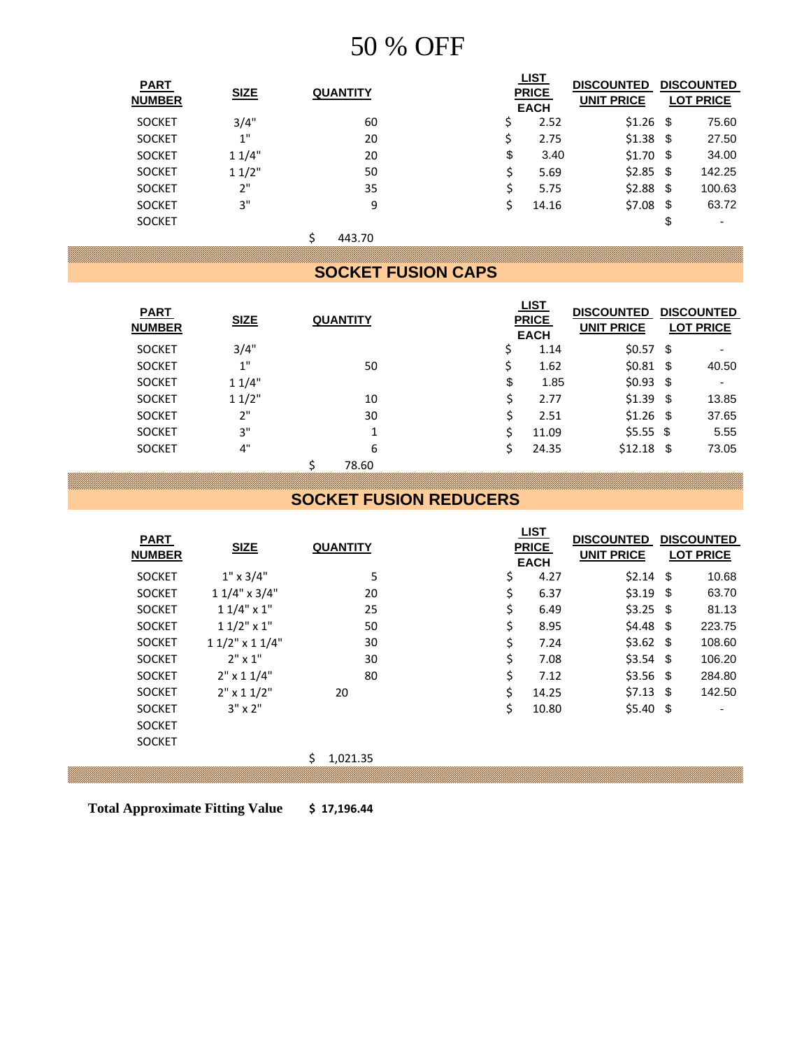# 50 % OFF

| PART NUMBER | SIZE | QUANTITY | LIST PRICE EACH | DISCOUNTED UNIT PRICE | DISCOUNTED LOT PRICE |
|---|---|---|---|---|---|
| SOCKET | 3/4" | 60 | $ 2.52 | $1.26 | $ 75.60 |
| SOCKET | 1" | 20 | $ 2.75 | $1.38 | $ 27.50 |
| SOCKET | 1 1/4" | 20 | $ 3.40 | $1.70 | $ 34.00 |
| SOCKET | 1 1/2" | 50 | $ 5.69 | $2.85 | $ 142.25 |
| SOCKET | 2" | 35 | $ 5.75 | $2.88 | $ 100.63 |
| SOCKET | 3" | 9 | $ 14.16 | $7.08 | $ 63.72 |
| SOCKET | | | | | $ - |
| | | $ 443.70 | | | |

## SOCKET FUSION CAPS

| PART NUMBER | SIZE | QUANTITY | LIST PRICE EACH | DISCOUNTED UNIT PRICE | DISCOUNTED LOT PRICE |
|---|---|---|---|---|---|
| SOCKET | 3/4" | | $ 1.14 | $0.57 | $ - |
| SOCKET | 1" | 50 | $ 1.62 | $0.81 | $ 40.50 |
| SOCKET | 1 1/4" | | $ 1.85 | $0.93 | $ - |
| SOCKET | 1 1/2" | 10 | $ 2.77 | $1.39 | $ 13.85 |
| SOCKET | 2" | 30 | $ 2.51 | $1.26 | $ 37.65 |
| SOCKET | 3" | 1 | $ 11.09 | $5.55 | $ 5.55 |
| SOCKET | 4" | 6 | $ 24.35 | $12.18 | $ 73.05 |
| | | $ 78.60 | | | |

## SOCKET FUSION REDUCERS

| PART NUMBER | SIZE | QUANTITY | LIST PRICE EACH | DISCOUNTED UNIT PRICE | DISCOUNTED LOT PRICE |
|---|---|---|---|---|---|
| SOCKET | 1" x 3/4" | 5 | $ 4.27 | $2.14 | $ 10.68 |
| SOCKET | 1 1/4" x 3/4" | 20 | $ 6.37 | $3.19 | $ 63.70 |
| SOCKET | 1 1/4" x 1" | 25 | $ 6.49 | $3.25 | $ 81.13 |
| SOCKET | 1 1/2" x 1" | 50 | $ 8.95 | $4.48 | $ 223.75 |
| SOCKET | 1 1/2" x 1 1/4" | 30 | $ 7.24 | $3.62 | $ 108.60 |
| SOCKET | 2" x 1" | 30 | $ 7.08 | $3.54 | $ 106.20 |
| SOCKET | 2" x 1 1/4" | 80 | $ 7.12 | $3.56 | $ 284.80 |
| SOCKET | 2" x 1 1/2" | 20 | $ 14.25 | $7.13 | $ 142.50 |
| SOCKET | 3" x 2" | | $ 10.80 | $5.40 | $ - |
| SOCKET | | | | | |
| SOCKET | | | | | |
| | | $ 1,021.35 | | | |

**Total Approximate Fitting Value** **$ 17,196.44**